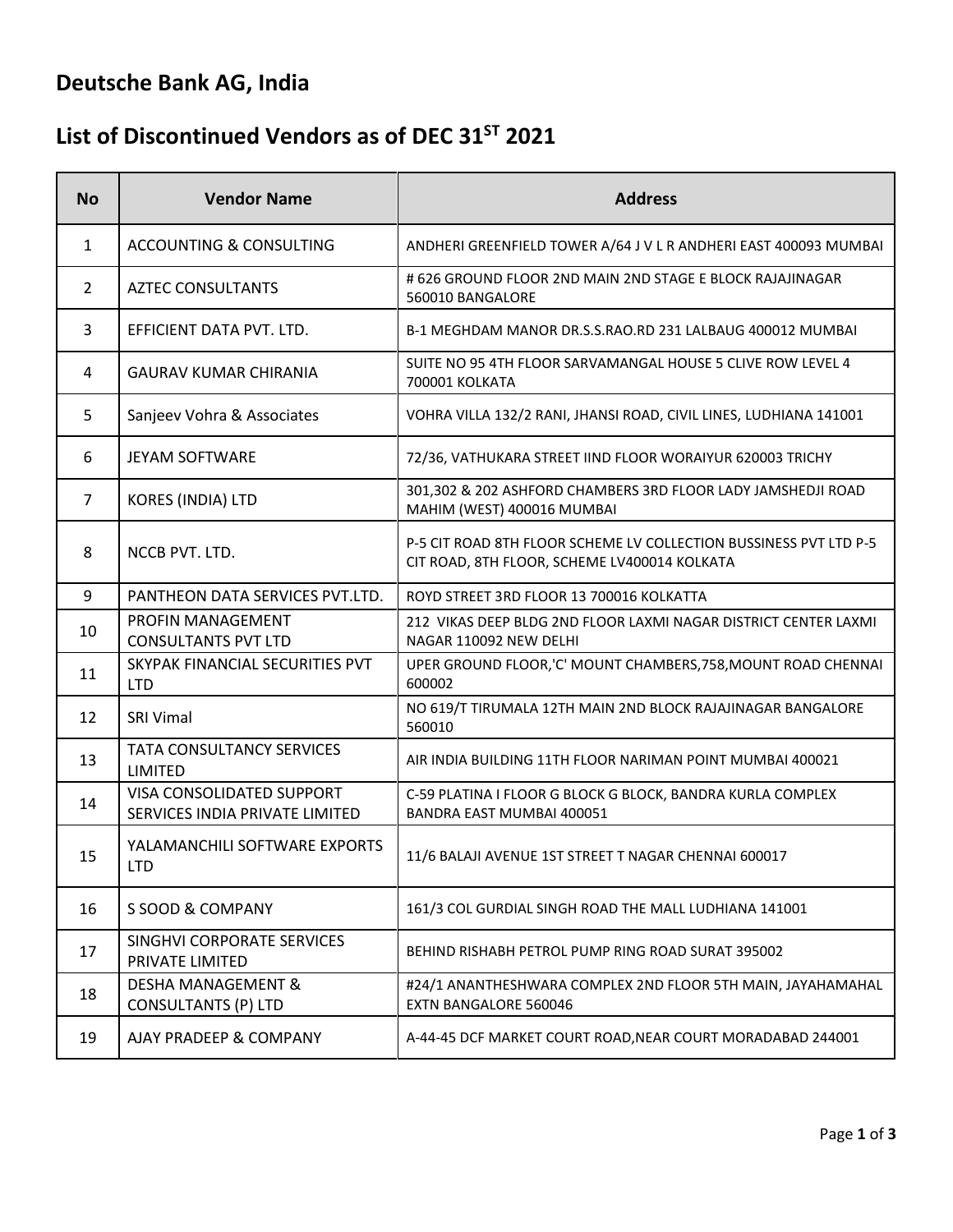# Deutsche Bank AG, India

## List of Discontinued Vendors as of DEC 31[ST] 2021

| No | Vendor Name | Address |
|---|---|---|
| 1 | ACCOUNTING & CONSULTING | ANDHERI GREENFIELD TOWER A/64 J V L R ANDHERI EAST 400093 MUMBAI |
| 2 | AZTEC CONSULTANTS | # 626 GROUND FLOOR 2ND MAIN 2ND STAGE E BLOCK RAJAJINAGAR 560010 BANGALORE |
| 3 | EFFICIENT DATA PVT. LTD. | B-1 MEGHDAM MANOR DR.S.S.RAO.RD 231 LALBAUG 400012 MUMBAI |
| 4 | GAURAV KUMAR CHIRANIA | SUITE NO 95 4TH FLOOR SARVAMANGAL HOUSE 5 CLIVE ROW LEVEL 4 700001 KOLKATA |
| 5 | Sanjeev Vohra & Associates | VOHRA VILLA 132/2 RANI, JHANSI ROAD, CIVIL LINES, LUDHIANA 141001 |
| 6 | JEYAM SOFTWARE | 72/36, VATHUKARA STREET IIND FLOOR WORAIYUR 620003 TRICHY |
| 7 | KORES (INDIA) LTD | 301,302 & 202 ASHFORD CHAMBERS 3RD FLOOR LADY JAMSHEDJI ROAD MAHIM (WEST) 400016 MUMBAI |
| 8 | NCCB PVT. LTD. | P-5 CIT ROAD 8TH FLOOR SCHEME LV COLLECTION BUSSINESS PVT LTD P-5 CIT ROAD, 8TH FLOOR, SCHEME LV400014 KOLKATA |
| 9 | PANTHEON DATA SERVICES PVT.LTD. | ROYD STREET 3RD FLOOR 13 700016 KOLKATTA |
| 10 | PROFIN MANAGEMENT CONSULTANTS PVT LTD | 212 VIKAS DEEP BLDG 2ND FLOOR LAXMI NAGAR DISTRICT CENTER LAXMI NAGAR 110092 NEW DELHI |
| 11 | SKYPAK FINANCIAL SECURITIES PVT LTD | UPER GROUND FLOOR,'C' MOUNT CHAMBERS,758,MOUNT ROAD CHENNAI 600002 |
| 12 | SRI Vimal | NO 619/T TIRUMALA 12TH MAIN 2ND BLOCK RAJAJINAGAR BANGALORE 560010 |
| 13 | TATA CONSULTANCY SERVICES LIMITED | AIR INDIA BUILDING 11TH FLOOR NARIMAN POINT MUMBAI 400021 |
| 14 | VISA CONSOLIDATED SUPPORT SERVICES INDIA PRIVATE LIMITED | C-59 PLATINA I FLOOR G BLOCK G BLOCK, BANDRA KURLA COMPLEX BANDRA EAST MUMBAI 400051 |
| 15 | YALAMANCHILI SOFTWARE EXPORTS LTD | 11/6 BALAJI AVENUE 1ST STREET T NAGAR CHENNAI 600017 |
| 16 | S SOOD & COMPANY | 161/3 COL GURDIAL SINGH ROAD THE MALL LUDHIANA 141001 |
| 17 | SINGHVI CORPORATE SERVICES PRIVATE LIMITED | BEHIND RISHABH PETROL PUMP RING ROAD SURAT 395002 |
| 18 | DESHA MANAGEMENT & CONSULTANTS (P) LTD | #24/1 ANANTHESHWARA COMPLEX 2ND FLOOR 5TH MAIN, JAYAHAMAHAL EXTN BANGALORE 560046 |
| 19 | AJAY PRADEEP & COMPANY | A-44-45 DCF MARKET COURT ROAD,NEAR COURT MORADABAD 244001 |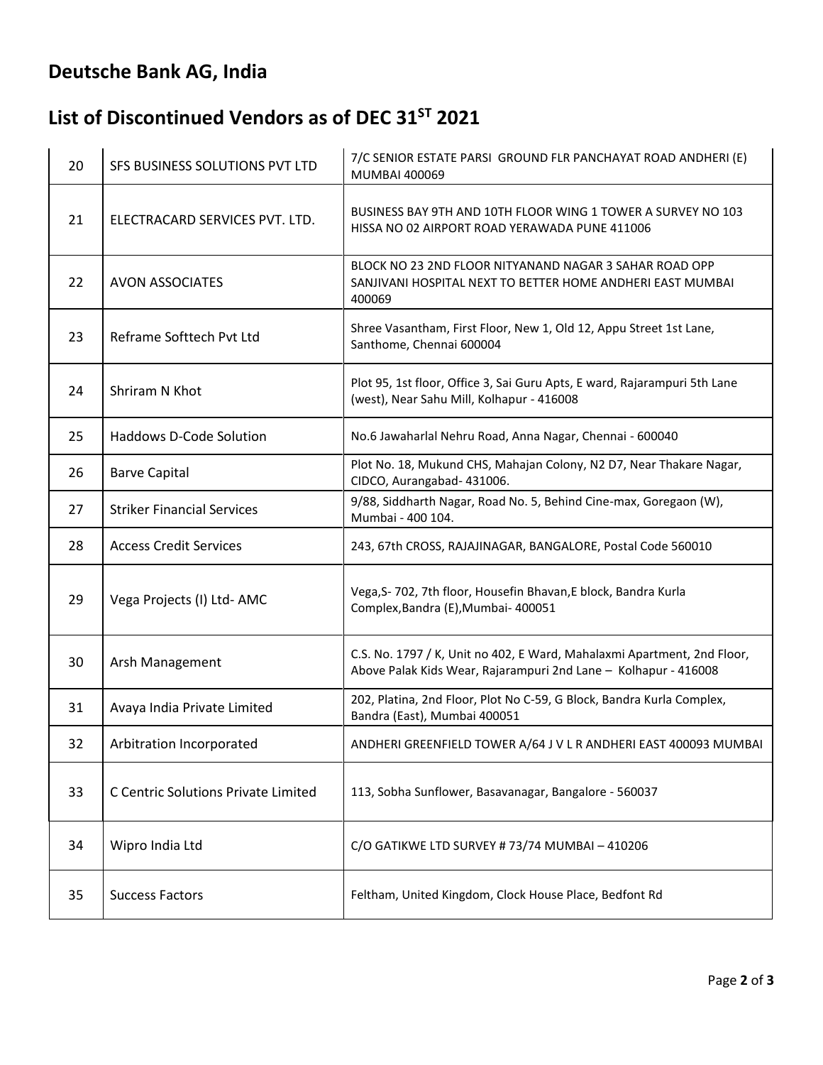# Deutsche Bank AG, India

# List of Discontinued Vendors as of DEC 31ST 2021

| | | |
|---|---|---|
| 20 | SFS BUSINESS SOLUTIONS PVT LTD | 7/C SENIOR ESTATE PARSI GROUND FLR PANCHAYAT ROAD ANDHERI (E) MUMBAI 400069 |
| 21 | ELECTRACARD SERVICES PVT. LTD. | BUSINESS BAY 9TH AND 10TH FLOOR WING 1 TOWER A SURVEY NO 103 HISSA NO 02 AIRPORT ROAD YERAWADA PUNE 411006 |
| 22 | AVON ASSOCIATES | BLOCK NO 23 2ND FLOOR NITYANAND NAGAR 3 SAHAR ROAD OPP SANJIVANI HOSPITAL NEXT TO BETTER HOME ANDHERI EAST MUMBAI 400069 |
| 23 | Reframe Softtech Pvt Ltd | Shree Vasantham, First Floor, New 1, Old 12, Appu Street 1st Lane, Santhome, Chennai 600004 |
| 24 | Shriram N Khot | Plot 95, 1st floor, Office 3, Sai Guru Apts, E ward, Rajarampuri 5th Lane (west), Near Sahu Mill, Kolhapur - 416008 |
| 25 | Haddows D-Code Solution | No.6 Jawaharlal Nehru Road, Anna Nagar, Chennai - 600040 |
| 26 | Barve Capital | Plot No. 18, Mukund CHS, Mahajan Colony, N2 D7, Near Thakare Nagar, CIDCO, Aurangabad- 431006. |
| 27 | Striker Financial Services | 9/88, Siddharth Nagar, Road No. 5, Behind Cine-max, Goregaon (W), Mumbai - 400 104. |
| 28 | Access Credit Services | 243, 67th CROSS, RAJAJINAGAR, BANGALORE, Postal Code 560010 |
| 29 | Vega Projects (I) Ltd- AMC | Vega,S- 702, 7th floor, Housefin Bhavan,E block, Bandra Kurla Complex,Bandra (E),Mumbai- 400051 |
| 30 | Arsh Management | C.S. No. 1797 / K, Unit no 402, E Ward, Mahalaxmi Apartment, 2nd Floor, Above Palak Kids Wear, Rajarampuri 2nd Lane – Kolhapur - 416008 |
| 31 | Avaya India Private Limited | 202, Platina, 2nd Floor, Plot No C-59, G Block, Bandra Kurla Complex, Bandra (East), Mumbai 400051 |
| 32 | Arbitration Incorporated | ANDHERI GREENFIELD TOWER A/64 J V L R ANDHERI EAST 400093 MUMBAI |
| 33 | C Centric Solutions Private Limited | 113, Sobha Sunflower, Basavanagar, Bangalore - 560037 |
| 34 | Wipro India Ltd | C/O GATIKWE LTD SURVEY # 73/74 MUMBAI – 410206 |
| 35 | Success Factors | Feltham, United Kingdom, Clock House Place, Bedfont Rd |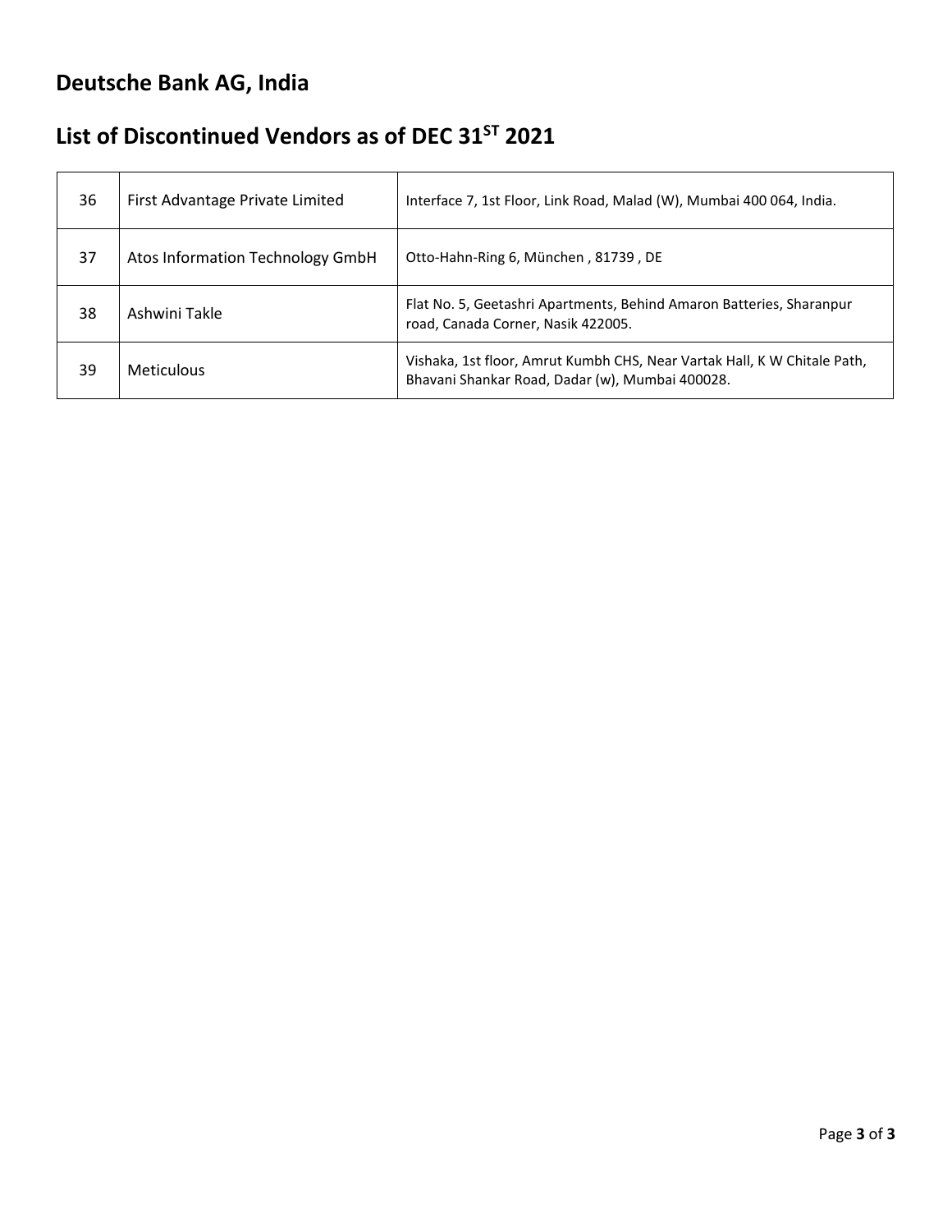# Deutsche Bank AG, India

# List of Discontinued Vendors as of DEC 31[ST] 2021

| | | |
|---|---|---|
| 36 | First Advantage Private Limited | Interface 7, 1st Floor, Link Road, Malad (W), Mumbai 400 064, India. |
| 37 | Atos Information Technology GmbH | Otto-Hahn-Ring 6, München , 81739 , DE |
| 38 | Ashwini Takle | Flat No. 5, Geetashri Apartments, Behind Amaron Batteries, Sharanpur road, Canada Corner, Nasik 422005. |
| 39 | Meticulous | Vishaka, 1st floor, Amrut Kumbh CHS, Near Vartak Hall, K W Chitale Path, Bhavani Shankar Road, Dadar (w), Mumbai 400028. |